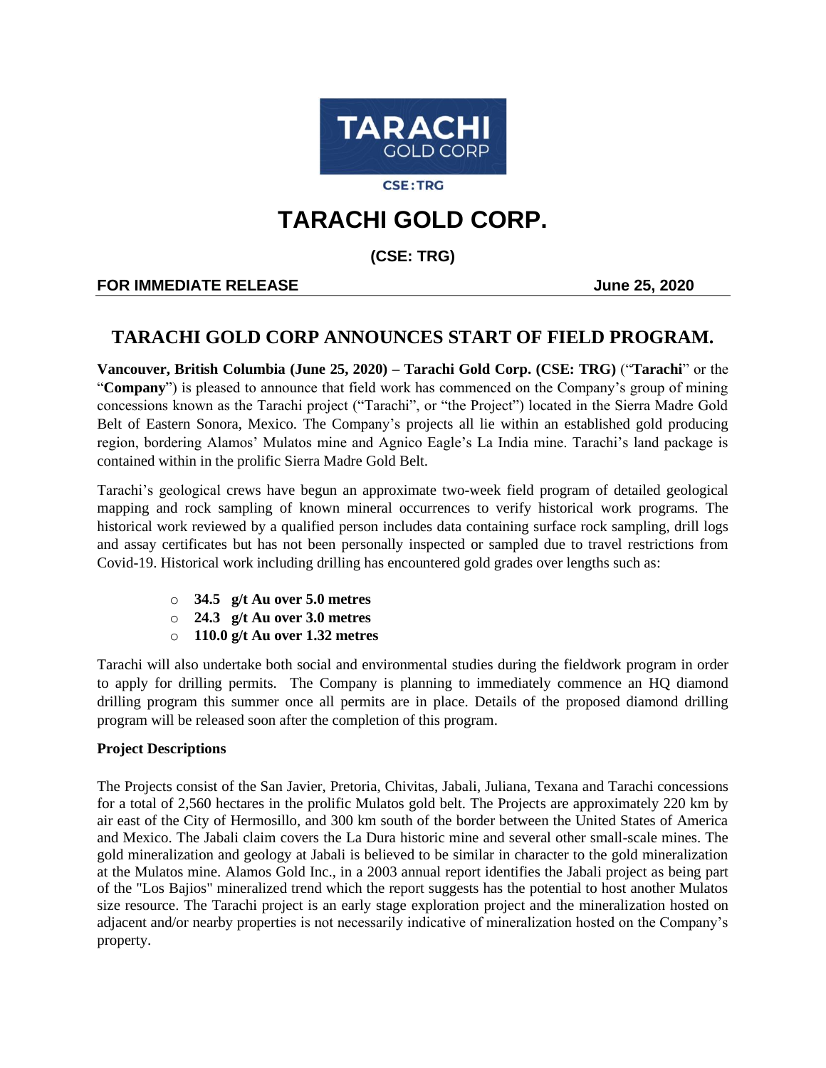TARACHI GOLD CORP

CSE:TRG

# TARACHI GOLD CORP.

**(CSE: TRG)**

**FOR IMMEDIATE RELEASE** **June 25, 2020**

## TARACHI GOLD CORP ANNOUNCES START OF FIELD PROGRAM.

**Vancouver, British Columbia (June 25, 2020) – Tarachi Gold Corp. (CSE: TRG)** ("**Tarachi**" or the "**Company**") is pleased to announce that field work has commenced on the Company's group of mining concessions known as the Tarachi project ("Tarachi", or "the Project") located in the Sierra Madre Gold Belt of Eastern Sonora, Mexico. The Company's projects all lie within an established gold producing region, bordering Alamos' Mulatos mine and Agnico Eagle's La India mine. Tarachi's land package is contained within in the prolific Sierra Madre Gold Belt.

Tarachi's geological crews have begun an approximate two-week field program of detailed geological mapping and rock sampling of known mineral occurrences to verify historical work programs. The historical work reviewed by a qualified person includes data containing surface rock sampling, drill logs and assay certificates but has not been personally inspected or sampled due to travel restrictions from Covid-19. Historical work including drilling has encountered gold grades over lengths such as:

- **34.5 g/t Au over 5.0 metres**
- **24.3 g/t Au over 3.0 metres**
- **110.0 g/t Au over 1.32 metres**

Tarachi will also undertake both social and environmental studies during the fieldwork program in order to apply for drilling permits. The Company is planning to immediately commence an HQ diamond drilling program this summer once all permits are in place. Details of the proposed diamond drilling program will be released soon after the completion of this program.

**Project Descriptions**

The Projects consist of the San Javier, Pretoria, Chivitas, Jabali, Juliana, Texana and Tarachi concessions for a total of 2,560 hectares in the prolific Mulatos gold belt. The Projects are approximately 220 km by air east of the City of Hermosillo, and 300 km south of the border between the United States of America and Mexico. The Jabali claim covers the La Dura historic mine and several other small-scale mines. The gold mineralization and geology at Jabali is believed to be similar in character to the gold mineralization at the Mulatos mine. Alamos Gold Inc., in a 2003 annual report identifies the Jabali project as being part of the "Los Bajios" mineralized trend which the report suggests has the potential to host another Mulatos size resource. The Tarachi project is an early stage exploration project and the mineralization hosted on adjacent and/or nearby properties is not necessarily indicative of mineralization hosted on the Company's property.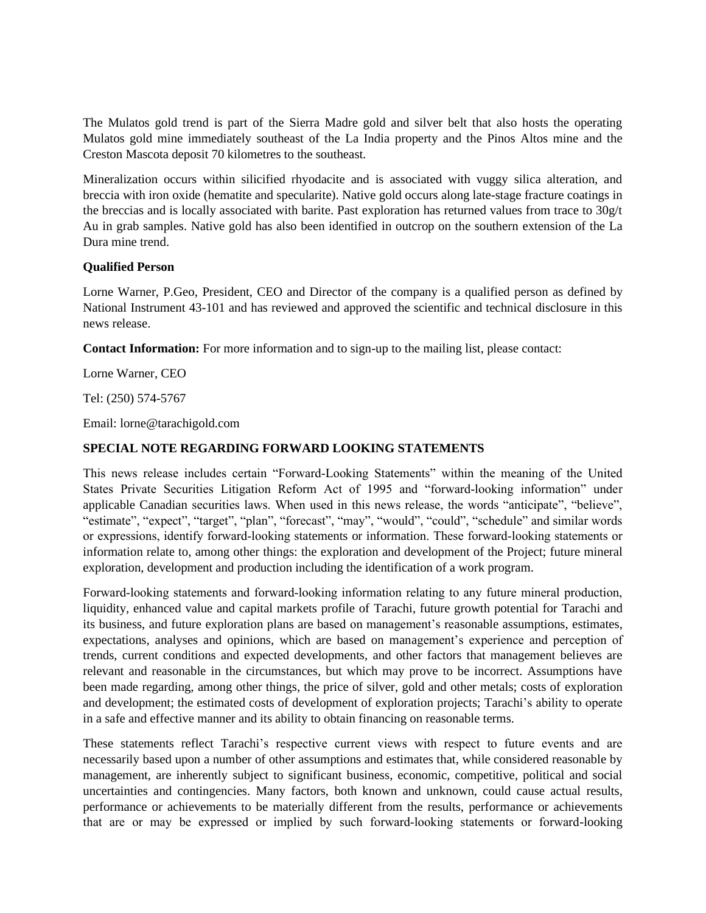The Mulatos gold trend is part of the Sierra Madre gold and silver belt that also hosts the operating Mulatos gold mine immediately southeast of the La India property and the Pinos Altos mine and the Creston Mascota deposit 70 kilometres to the southeast.

Mineralization occurs within silicified rhyodacite and is associated with vuggy silica alteration, and breccia with iron oxide (hematite and specularite). Native gold occurs along late-stage fracture coatings in the breccias and is locally associated with barite. Past exploration has returned values from trace to 30g/t Au in grab samples. Native gold has also been identified in outcrop on the southern extension of the La Dura mine trend.

**Qualified Person**

Lorne Warner, P.Geo, President, CEO and Director of the company is a qualified person as defined by National Instrument 43-101 and has reviewed and approved the scientific and technical disclosure in this news release.

**Contact Information:** For more information and to sign-up to the mailing list, please contact:

Lorne Warner, CEO

Tel: (250) 574-5767

Email: lorne@tarachigold.com

**SPECIAL NOTE REGARDING FORWARD LOOKING STATEMENTS**

This news release includes certain "Forward-Looking Statements" within the meaning of the United States Private Securities Litigation Reform Act of 1995 and "forward-looking information" under applicable Canadian securities laws. When used in this news release, the words "anticipate", "believe", "estimate", "expect", "target", "plan", "forecast", "may", "would", "could", "schedule" and similar words or expressions, identify forward-looking statements or information. These forward-looking statements or information relate to, among other things: the exploration and development of the Project; future mineral exploration, development and production including the identification of a work program.

Forward-looking statements and forward-looking information relating to any future mineral production, liquidity, enhanced value and capital markets profile of Tarachi, future growth potential for Tarachi and its business, and future exploration plans are based on management's reasonable assumptions, estimates, expectations, analyses and opinions, which are based on management's experience and perception of trends, current conditions and expected developments, and other factors that management believes are relevant and reasonable in the circumstances, but which may prove to be incorrect. Assumptions have been made regarding, among other things, the price of silver, gold and other metals; costs of exploration and development; the estimated costs of development of exploration projects; Tarachi's ability to operate in a safe and effective manner and its ability to obtain financing on reasonable terms.

These statements reflect Tarachi's respective current views with respect to future events and are necessarily based upon a number of other assumptions and estimates that, while considered reasonable by management, are inherently subject to significant business, economic, competitive, political and social uncertainties and contingencies. Many factors, both known and unknown, could cause actual results, performance or achievements to be materially different from the results, performance or achievements that are or may be expressed or implied by such forward-looking statements or forward-looking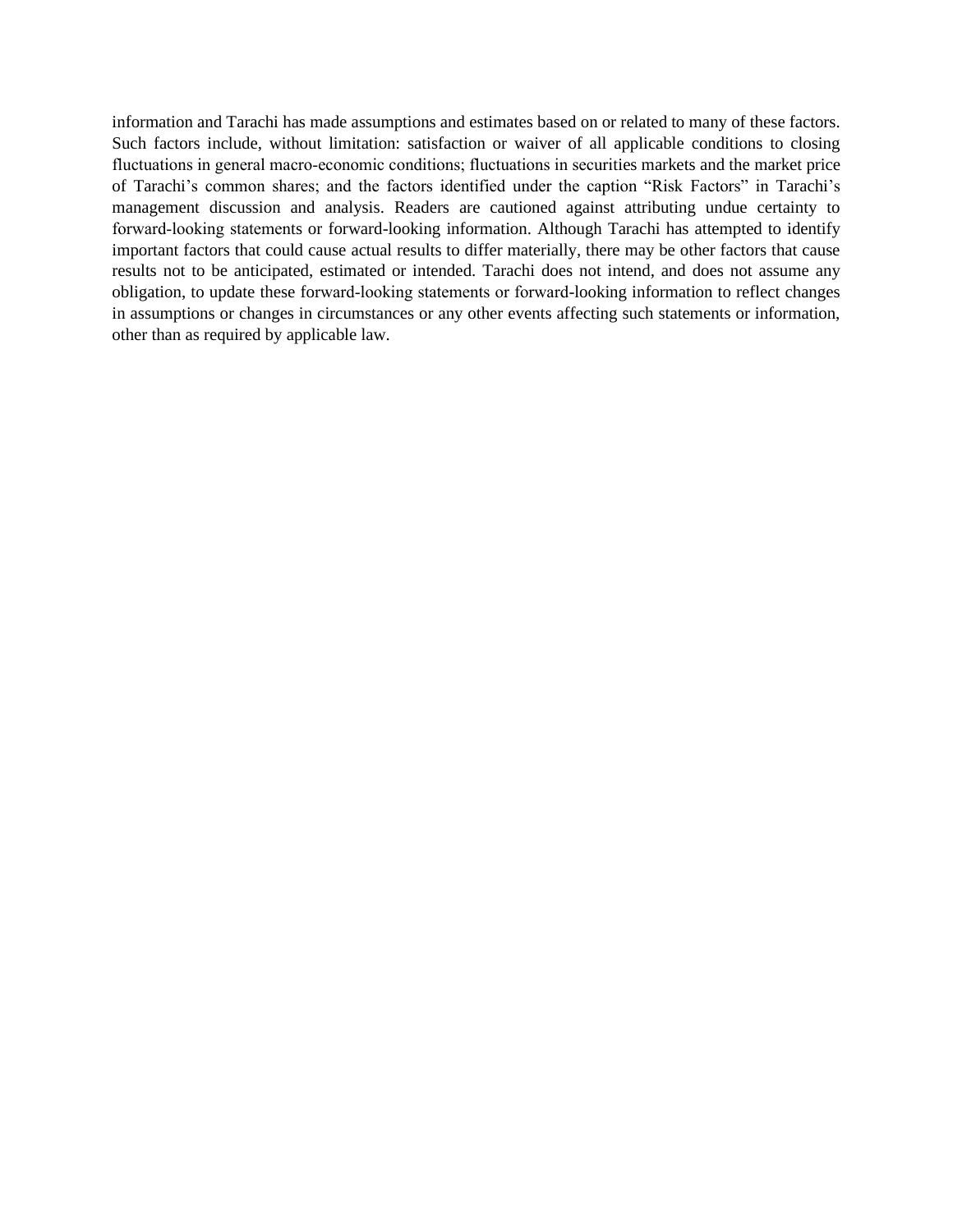information and Tarachi has made assumptions and estimates based on or related to many of these factors. Such factors include, without limitation: satisfaction or waiver of all applicable conditions to closing fluctuations in general macro-economic conditions; fluctuations in securities markets and the market price of Tarachi's common shares; and the factors identified under the caption "Risk Factors" in Tarachi's management discussion and analysis. Readers are cautioned against attributing undue certainty to forward-looking statements or forward-looking information. Although Tarachi has attempted to identify important factors that could cause actual results to differ materially, there may be other factors that cause results not to be anticipated, estimated or intended. Tarachi does not intend, and does not assume any obligation, to update these forward-looking statements or forward-looking information to reflect changes in assumptions or changes in circumstances or any other events affecting such statements or information, other than as required by applicable law.